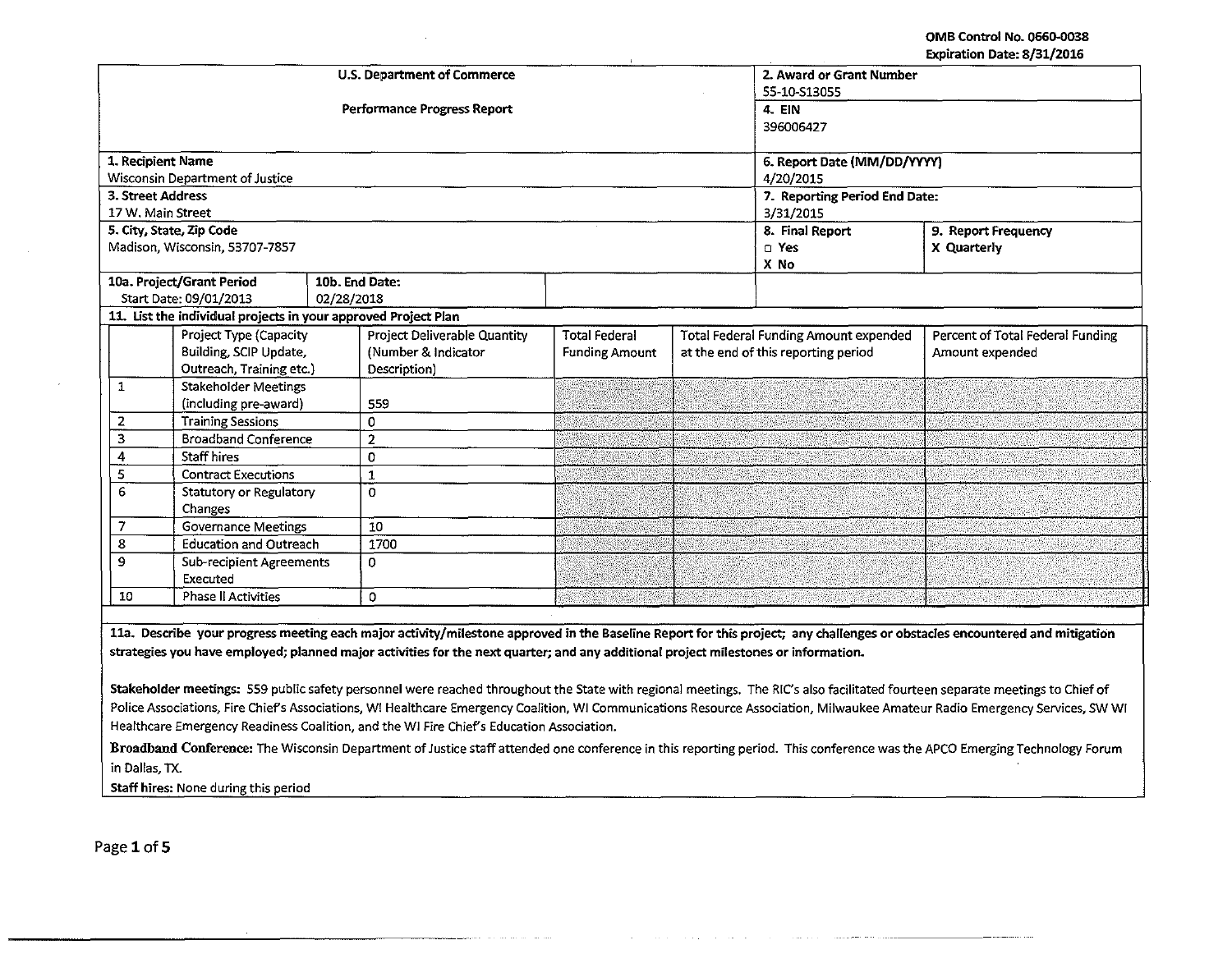OMB Control No. 0660-0038
Expiration Date: 8/31/2016

| U.S. Department of Commerce<br>Performance Progress Report | 2. Award or Grant Number<br>55-10-S13055 | |
|---|---|---|
| | 4. EIN<br>396006427 | |
| 1. Recipient Name<br>Wisconsin Department of Justice | 6. Report Date (MM/DD/YYYY)<br>4/20/2015 | |
| 3. Street Address<br>17 W. Main Street | 7. Reporting Period End Date:<br>3/31/2015 | |
| 5. City, State, Zip Code<br>Madison, Wisconsin, 53707-7857 | 8. Final Report<br>☐ Yes<br>X No | 9. Report Frequency<br>X Quarterly |
| 10a. Project/Grant Period<br>Start Date: 09/01/2013 — 10b. End Date: 02/28/2018 | | |

**11. List the individual projects in your approved Project Plan**

| | Project Type (Capacity Building, SCIP Update, Outreach, Training etc.) | Project Deliverable Quantity (Number & Indicator Description) | Total Federal Funding Amount | Total Federal Funding Amount expended at the end of this reporting period | Percent of Total Federal Funding Amount expended |
|---|---|---|---|---|---|
| 1 | Stakeholder Meetings (including pre-award) | 559 | | | |
| 2 | Training Sessions | 0 | | | |
| 3 | Broadband Conference | 2 | | | |
| 4 | Staff hires | 0 | | | |
| 5 | Contract Executions | 1 | | | |
| 6 | Statutory or Regulatory Changes | 0 | | | |
| 7 | Governance Meetings | 10 | | | |
| 8 | Education and Outreach | 1700 | | | |
| 9 | Sub-recipient Agreements Executed | 0 | | | |
| 10 | Phase II Activities | 0 | | | |

**11a. Describe your progress meeting each major activity/milestone approved in the Baseline Report for this project; any challenges or obstacles encountered and mitigation strategies you have employed; planned major activities for the next quarter; and any additional project milestones or information.**

**Stakeholder meetings:** 559 public safety personnel were reached throughout the State with regional meetings. The RIC's also facilitated fourteen separate meetings to Chief of Police Associations, Fire Chief's Associations, WI Healthcare Emergency Coalition, WI Communications Resource Association, Milwaukee Amateur Radio Emergency Services, SW WI Healthcare Emergency Readiness Coalition, and the WI Fire Chief's Education Association.

**Broadband Conference:** The Wisconsin Department of Justice staff attended one conference in this reporting period. This conference was the APCO Emerging Technology Forum in Dallas, TX.

**Staff hires:** None during this period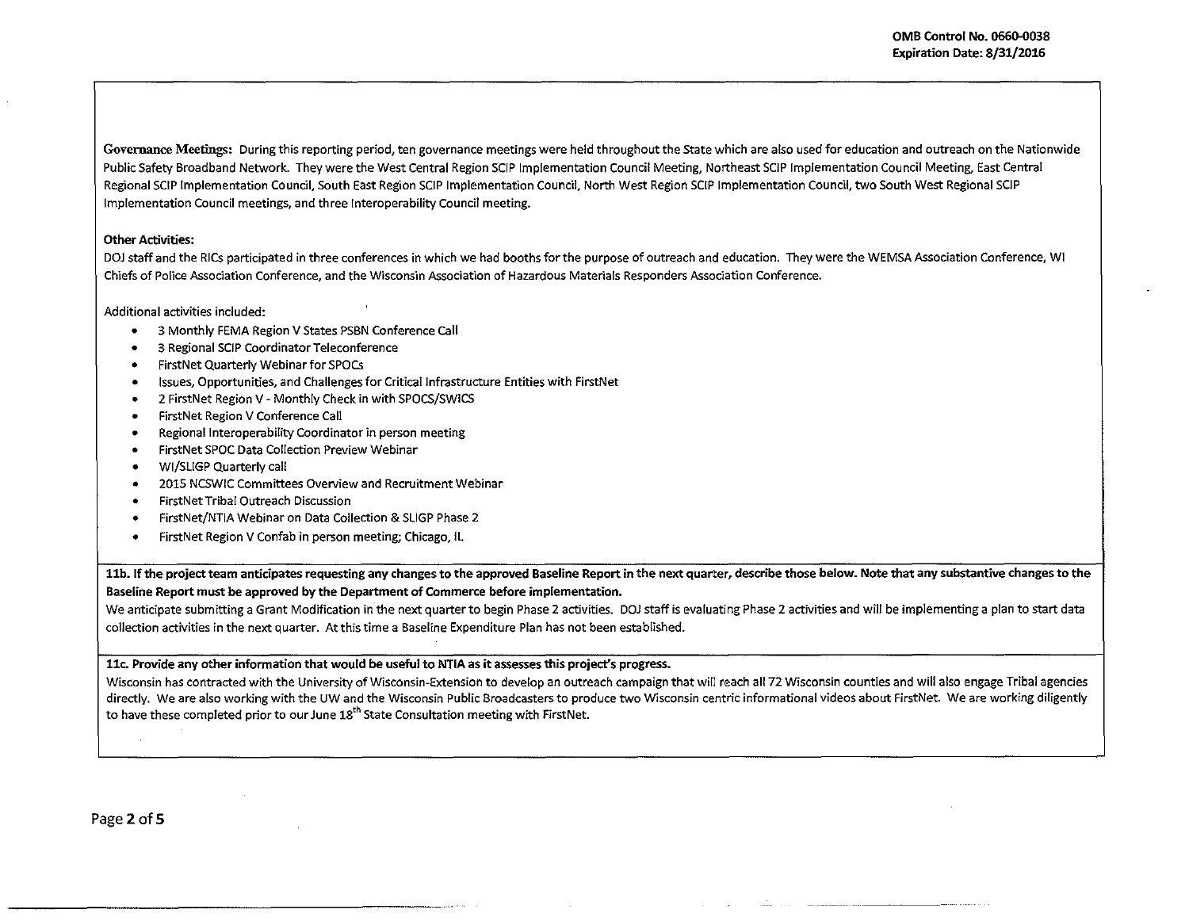**Governance Meetings:** During this reporting period, ten governance meetings were held throughout the State which are also used for education and outreach on the Nationwide Public Safety Broadband Network. They were the West Central Region SCIP Implementation Council Meeting, Northeast SCIP Implementation Council Meeting, East Central Regional SCIP Implementation Council, South East Region SCIP Implementation Council, North West Region SCIP Implementation Council, two South West Regional SCIP Implementation Council meetings, and three Interoperability Council meeting.

**Other Activities:**

DOJ staff and the RICs participated in three conferences in which we had booths for the purpose of outreach and education. They were the WEMSA Association Conference, WI Chiefs of Police Association Conference, and the Wisconsin Association of Hazardous Materials Responders Association Conference.

Additional activities included:

- 3 Monthly FEMA Region V States PSBN Conference Call
- 3 Regional SCIP Coordinator Teleconference
- FirstNet Quarterly Webinar for SPOCs
- Issues, Opportunities, and Challenges for Critical Infrastructure Entities with FirstNet
- 2 FirstNet Region V - Monthly Check in with SPOCS/SWICS
- FirstNet Region V Conference Call
- Regional Interoperability Coordinator in person meeting
- FirstNet SPOC Data Collection Preview Webinar
- WI/SLIGP Quarterly call
- 2015 NCSWIC Committees Overview and Recruitment Webinar
- FirstNet Tribal Outreach Discussion
- FirstNet/NTIA Webinar on Data Collection & SLIGP Phase 2
- FirstNet Region V Confab in person meeting; Chicago, IL

**11b. If the project team anticipates requesting any changes to the approved Baseline Report in the next quarter, describe those below. Note that any substantive changes to the Baseline Report must be approved by the Department of Commerce before implementation.**

We anticipate submitting a Grant Modification in the next quarter to begin Phase 2 activities. DOJ staff is evaluating Phase 2 activities and will be implementing a plan to start data collection activities in the next quarter. At this time a Baseline Expenditure Plan has not been established.

**11c. Provide any other information that would be useful to NTIA as it assesses this project's progress.**

Wisconsin has contracted with the University of Wisconsin-Extension to develop an outreach campaign that will reach all 72 Wisconsin counties and will also engage Tribal agencies directly. We are also working with the UW and the Wisconsin Public Broadcasters to produce two Wisconsin centric informational videos about FirstNet. We are working diligently to have these completed prior to our June 18th State Consultation meeting with FirstNet.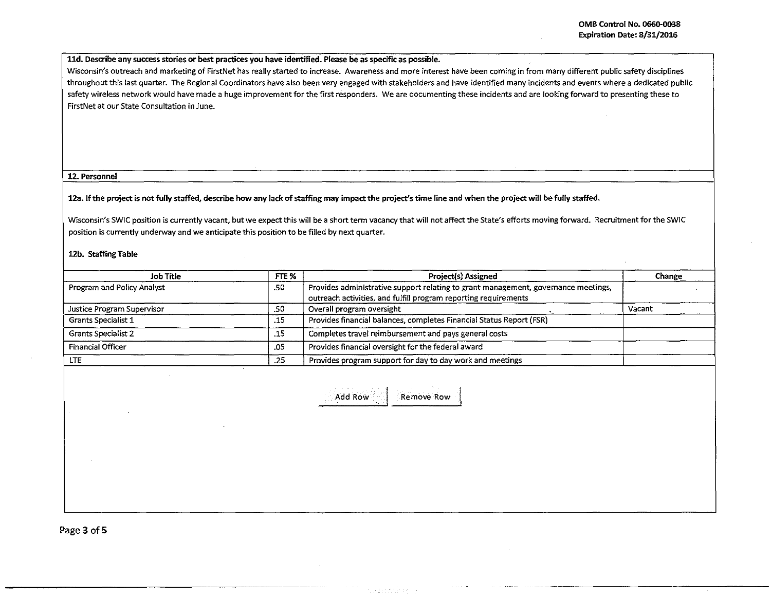**11d. Describe any success stories or best practices you have identified. Please be as specific as possible.**

Wisconsin's outreach and marketing of FirstNet has really started to increase. Awareness and more interest have been coming in from many different public safety disciplines throughout this last quarter. The Regional Coordinators have also been very engaged with stakeholders and have identified many incidents and events where a dedicated public safety wireless network would have made a huge improvement for the first responders. We are documenting these incidents and are looking forward to presenting these to FirstNet at our State Consultation in June.

**12. Personnel**

**12a. If the project is not fully staffed, describe how any lack of staffing may impact the project's time line and when the project will be fully staffed.**

Wisconsin's SWIC position is currently vacant, but we expect this will be a short term vacancy that will not affect the State's efforts moving forward. Recruitment for the SWIC position is currently underway and we anticipate this position to be filled by next quarter.

**12b. Staffing Table**

| Job Title | FTE % | Project(s) Assigned | Change |
|---|---|---|---|
| Program and Policy Analyst | .50 | Provides administrative support relating to grant management, governance meetings, outreach activities, and fulfill program reporting requirements | |
| Justice Program Supervisor | .50 | Overall program oversight | Vacant |
| Grants Specialist 1 | .15 | Provides financial balances, completes Financial Status Report (FSR) | |
| Grants Specialist 2 | .15 | Completes travel reimbursement and pays general costs | |
| Financial Officer | .05 | Provides financial oversight for the federal award | |
| LTE | .25 | Provides program support for day to day work and meetings | |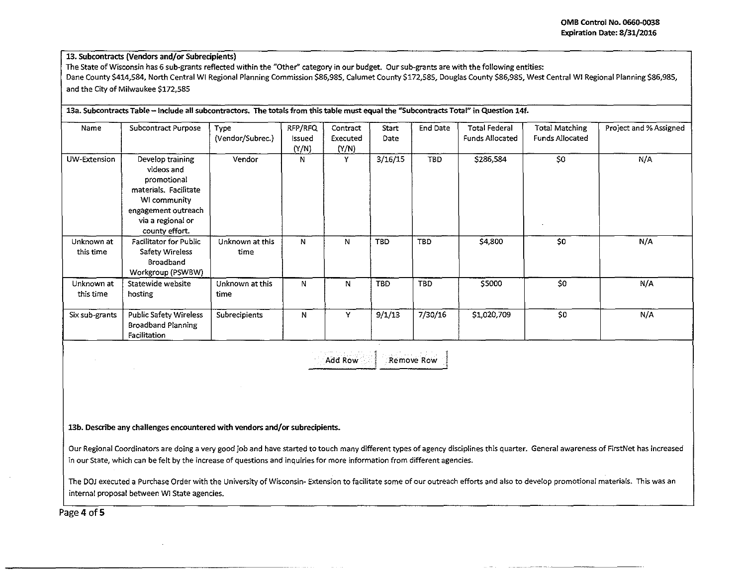### 13. Subcontracts (Vendors and/or Subrecipients)

The State of Wisconsin has 6 sub-grants reflected within the "Other" category in our budget. Our sub-grants are with the following entities:
Dane County $414,584, North Central WI Regional Planning Commission $86,985, Calumet County $172,585, Douglas County $86,985, West Central WI Regional Planning $86,985, and the City of Milwaukee $172,585

**13a. Subcontracts Table – Include all subcontractors. The totals from this table must equal the "Subcontracts Total" in Question 14f.**

| Name | Subcontract Purpose | Type (Vendor/Subrec.) | RFP/RFQ Issued (Y/N) | Contract Executed (Y/N) | Start Date | End Date | Total Federal Funds Allocated | Total Matching Funds Allocated | Project and % Assigned |
|---|---|---|---|---|---|---|---|---|---|
| UW-Extension | Develop training videos and promotional materials. Facilitate WI community engagement outreach via a regional or county effort. | Vendor | N | Y | 3/16/15 | TBD | $286,584 | $0 | N/A |
| Unknown at this time | Facilitator for Public Safety Wireless Broadband Workgroup (PSWBW) | Unknown at this time | N | N | TBD | TBD | $4,800 | $0 | N/A |
| Unknown at this time | Statewide website hosting | Unknown at this time | N | N | TBD | TBD | $5000 | $0 | N/A |
| Six sub-grants | Public Safety Wireless Broadband Planning Facilitation | Subrecipients | N | Y | 9/1/13 | 7/30/16 | $1,020,709 | $0 | N/A |

**13b. Describe any challenges encountered with vendors and/or subrecipients.**

Our Regional Coordinators are doing a very good job and have started to touch many different types of agency disciplines this quarter. General awareness of FirstNet has increased in our State, which can be felt by the increase of questions and inquiries for more information from different agencies.

The DOJ executed a Purchase Order with the University of Wisconsin- Extension to facilitate some of our outreach efforts and also to develop promotional materials. This was an internal proposal between WI State agencies.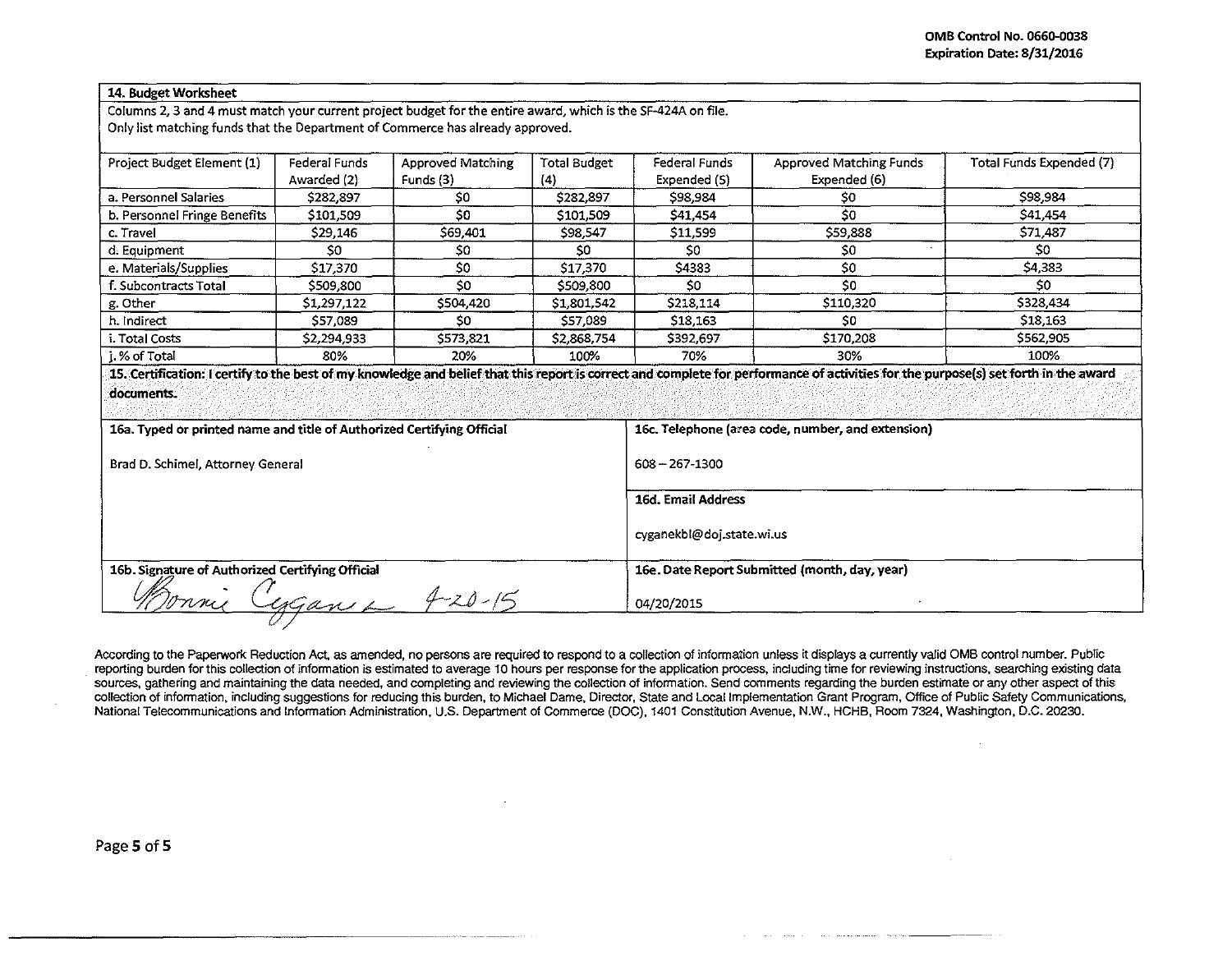OMB Control No. 0660-0038
Expiration Date: 8/31/2016

**14. Budget Worksheet**

Columns 2, 3 and 4 must match your current project budget for the entire award, which is the SF-424A on file.
Only list matching funds that the Department of Commerce has already approved.

| Project Budget Element (1) | Federal Funds Awarded (2) | Approved Matching Funds (3) | Total Budget (4) | Federal Funds Expended (5) | Approved Matching Funds Expended (6) | Total Funds Expended (7) |
|---|---|---|---|---|---|---|
| a. Personnel Salaries | $282,897 | $0 | $282,897 | $98,984 | $0 | $98,984 |
| b. Personnel Fringe Benefits | $101,509 | $0 | $101,509 | $41,454 | $0 | $41,454 |
| c. Travel | $29,146 | $69,401 | $98,547 | $11,599 | $59,888 | $71,487 |
| d. Equipment | $0 | $0 | $0 | $0 | $0 | $0 |
| e. Materials/Supplies | $17,370 | $0 | $17,370 | $4383 | $0 | $4,383 |
| f. Subcontracts Total | $509,800 | $0 | $509,800 | $0 | $0 | $0 |
| g. Other | $1,297,122 | $504,420 | $1,801,542 | $218,114 | $110,320 | $328,434 |
| h. Indirect | $57,089 | $0 | $57,089 | $18,163 | $0 | $18,163 |
| i. Total Costs | $2,294,933 | $573,821 | $2,868,754 | $392,697 | $170,208 | $562,905 |
| j. % of Total | 80% | 20% | 100% | 70% | 30% | 100% |

**15. Certification: I certify to the best of my knowledge and belief that this report is correct and complete for performance of activities for the purpose(s) set forth in the award documents.**

| | |
|---|---|
| **16a. Typed or printed name and title of Authorized Certifying Official**<br><br>Brad D. Schimel, Attorney General | **16c. Telephone (area code, number, and extension)**<br><br>608 – 267-1300 |
| | **16d. Email Address**<br><br>cyganekbl@doj.state.wi.us |
| **16b. Signature of Authorized Certifying Official**<br><br>Bonnie Cyganek 4-20-15 | **16e. Date Report Submitted (month, day, year)**<br><br>04/20/2015 |

According to the Paperwork Reduction Act, as amended, no persons are required to respond to a collection of information unless it displays a currently valid OMB control number. Public reporting burden for this collection of information is estimated to average 10 hours per response for the application process, including time for reviewing instructions, searching existing data sources, gathering and maintaining the data needed, and completing and reviewing the collection of information. Send comments regarding the burden estimate or any other aspect of this collection of information, including suggestions for reducing this burden, to Michael Dame, Director, State and Local Implementation Grant Program, Office of Public Safety Communications, National Telecommunications and Information Administration, U.S. Department of Commerce (DOC), 1401 Constitution Avenue, N.W., HCHB, Room 7324, Washington, D.C. 20230.